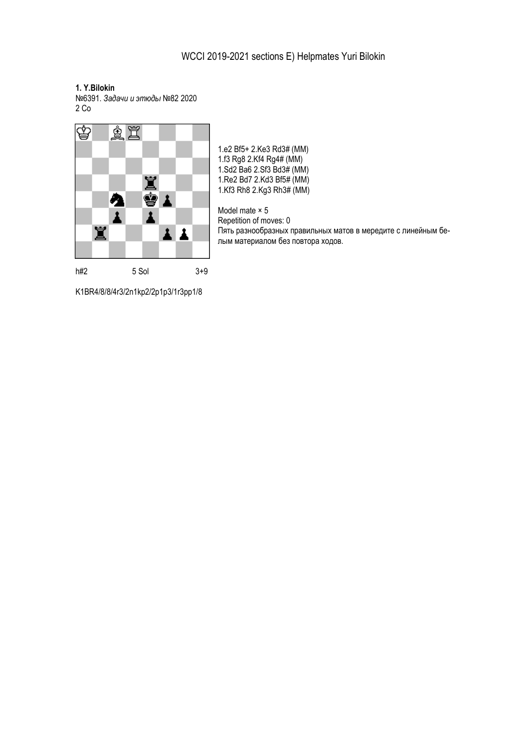# WCCI 2019-2021 sections E) Helpmates Yuri Bilokin

**1. Y.Bilokin**
№6391. *Задачи и этюды* №82 2020
2 Co

h#2 5 Sol 3+9

K1BR4/8/8/4r3/2n1kp2/2p1p3/1r3pp1/8

1.e2 Bf5+ 2.Ke3 Rd3# (MM)
1.f3 Rg8 2.Kf4 Rg4# (MM)
1.Sd2 Ba6 2.Sf3 Bd3# (MM)
1.Re2 Bd7 2.Kd3 Bf5# (MM)
1.Kf3 Rh8 2.Kg3 Rh3# (MM)

Model mate × 5
Repetition of moves: 0
Пять разнообразных правильных матов в мередите с линейным белым материалом без повтора ходов.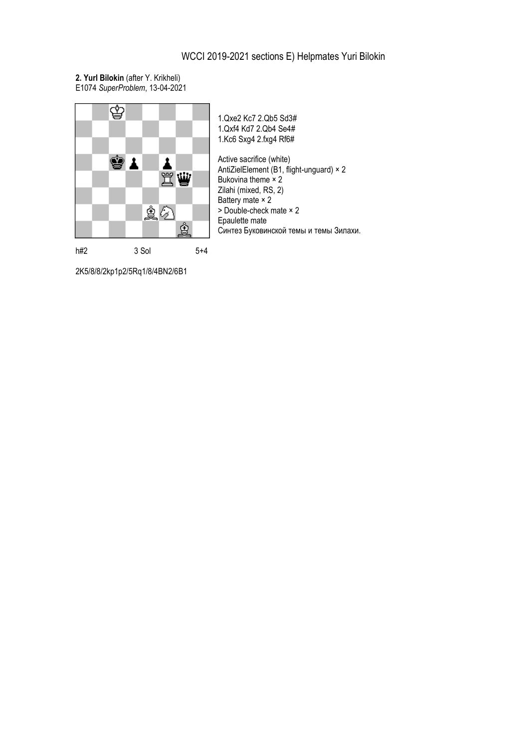# WCCI 2019-2021 sections E) Helpmates Yuri Bilokin

**2. Yuri Bilokin** (after Y. Krikheli)
E1074 *SuperProblem*, 13-04-2021

1.Qxe2 Kc7 2.Qb5 Sd3#
1.Qxf4 Kd7 2.Qb4 Se4#
1.Kc6 Sxg4 2.fxg4 Rf6#

Active sacrifice (white)
AntiZielElement (B1, flight-unguard) × 2
Bukovina theme × 2
Zilahi (mixed, RS, 2)
Battery mate × 2
> Double-check mate × 2
Epaulette mate
Синтез Буковинской темы и темы Зилахи.

h#2 3 Sol 5+4

2K5/8/8/2kp1p2/5Rq1/8/4BN2/6B1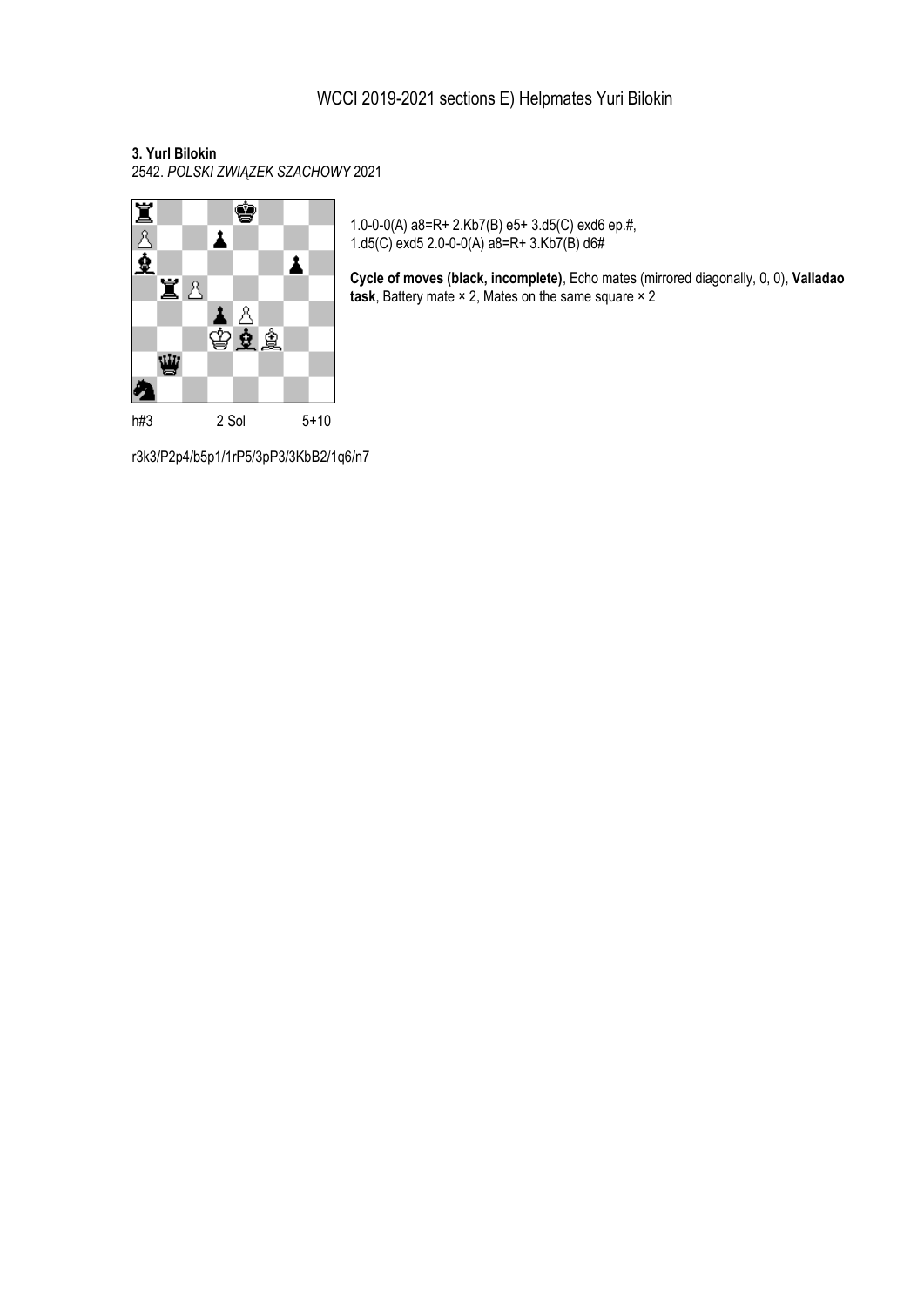WCCI 2019-2021 sections E) Helpmates Yuri Bilokin

**3. Yuri Bilokin**
2542. *POLSKI ZWIĄZEK SZACHOWY* 2021

h#3 2 Sol 5+10

1.0-0-0(A) a8=R+ 2.Kb7(B) e5+ 3.d5(C) exd6 ep.#,
1.d5(C) exd5 2.0-0-0(A) a8=R+ 3.Kb7(B) d6#

**Cycle of moves (black, incomplete)**, Echo mates (mirrored diagonally, 0, 0), **Valladao task**, Battery mate × 2, Mates on the same square × 2

r3k3/P2p4/b5p1/1rP5/3pP3/3KbB2/1q6/n7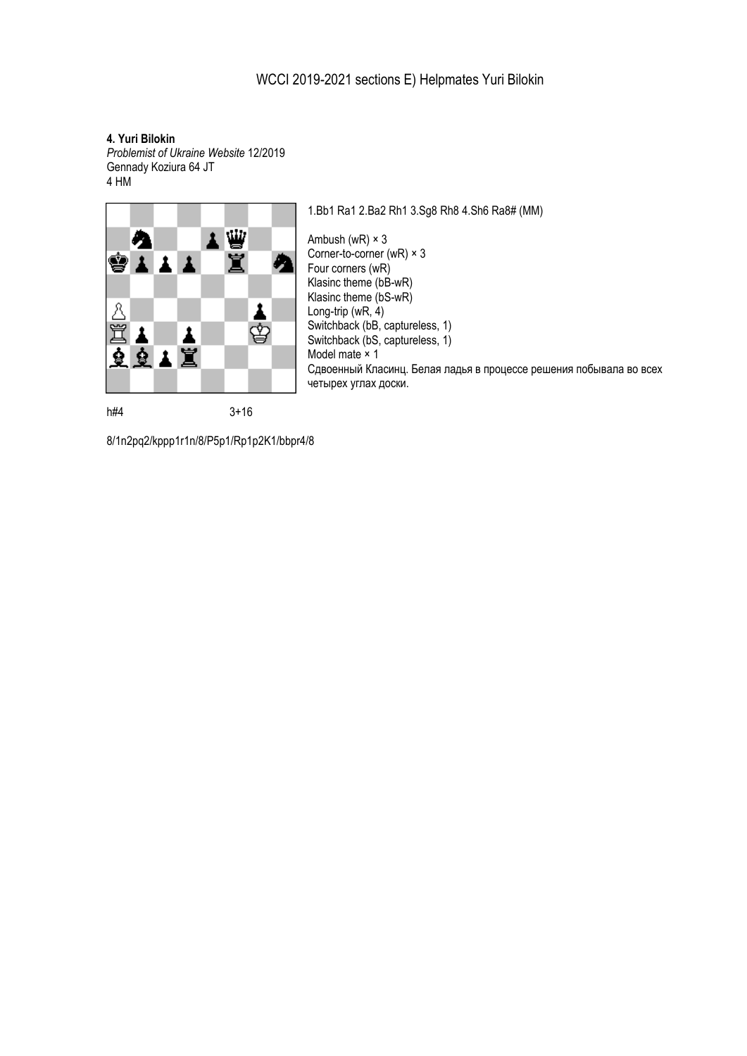# WCCI 2019-2021 sections E) Helpmates Yuri Bilokin

**4. Yuri Bilokin**
*Problemist of Ukraine Website* 12/2019
Gennady Koziura 64 JT
4 HM

1.Bb1 Ra1 2.Ba2 Rh1 3.Sg8 Rh8 4.Sh6 Ra8# (MM)

Ambush (wR) × 3
Corner-to-corner (wR) × 3
Four corners (wR)
Klasinc theme (bB-wR)
Klasinc theme (bS-wR)
Long-trip (wR, 4)
Switchback (bB, captureless, 1)
Switchback (bS, captureless, 1)
Model mate × 1
Сдвоенный Класинц. Белая ладья в процессе решения побывала во всех четырех углах доски.

h#4 3+16

8/1n2pq2/kppp1r1n/8/P5p1/Rp1p2K1/bbpr4/8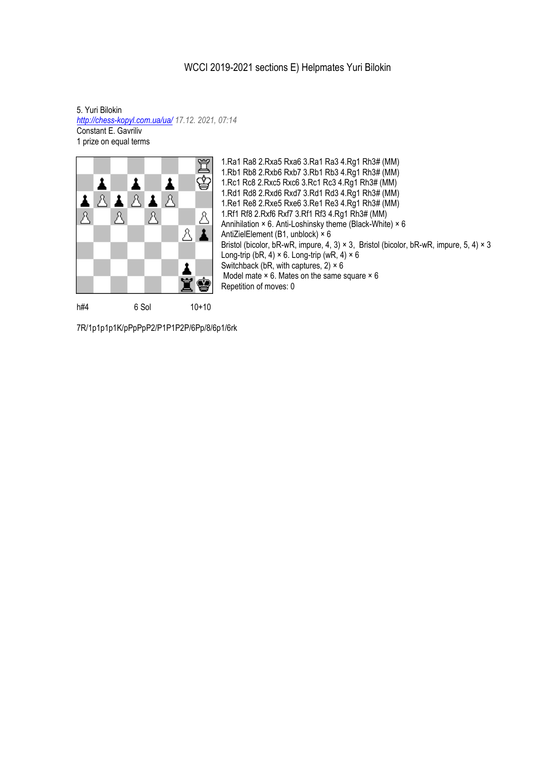WCCI 2019-2021 sections E) Helpmates Yuri Bilokin

5. Yuri Bilokin
*http://chess-kopyl.com.ua/ua/ 17.12. 2021, 07:14*
Constant E. Gavriliv
1 prize on equal terms

1.Ra1 Ra8 2.Rxa5 Rxa6 3.Ra1 Ra3 4.Rg1 Rh3# (MM)
1.Rb1 Rb8 2.Rxb6 Rxb7 3.Rb1 Rb3 4.Rg1 Rh3# (MM)
1.Rc1 Rc8 2.Rxc5 Rxc6 3.Rc1 Rc3 4.Rg1 Rh3# (MM)
1.Rd1 Rd8 2.Rxd6 Rxd7 3.Rd1 Rd3 4.Rg1 Rh3# (MM)
1.Re1 Re8 2.Rxe5 Rxe6 3.Re1 Re3 4.Rg1 Rh3# (MM)
1.Rf1 Rf8 2.Rxf6 Rxf7 3.Rf1 Rf3 4.Rg1 Rh3# (MM)
Annihilation × 6. Anti-Loshinsky theme (Black-White) × 6
AntiZielElement (B1, unblock) × 6
Bristol (bicolor, bR-wR, impure, 4, 3) × 3, Bristol (bicolor, bR-wR, impure, 5, 4) × 3
Long-trip (bR, 4) × 6. Long-trip (wR, 4) × 6
Switchback (bR, with captures, 2) × 6
Model mate × 6. Mates on the same square × 6
Repetition of moves: 0

h#4 6 Sol 10+10

7R/1p1p1p1K/pPpPpPP2/P1P1P2P/6Pp/8/6p1/6rk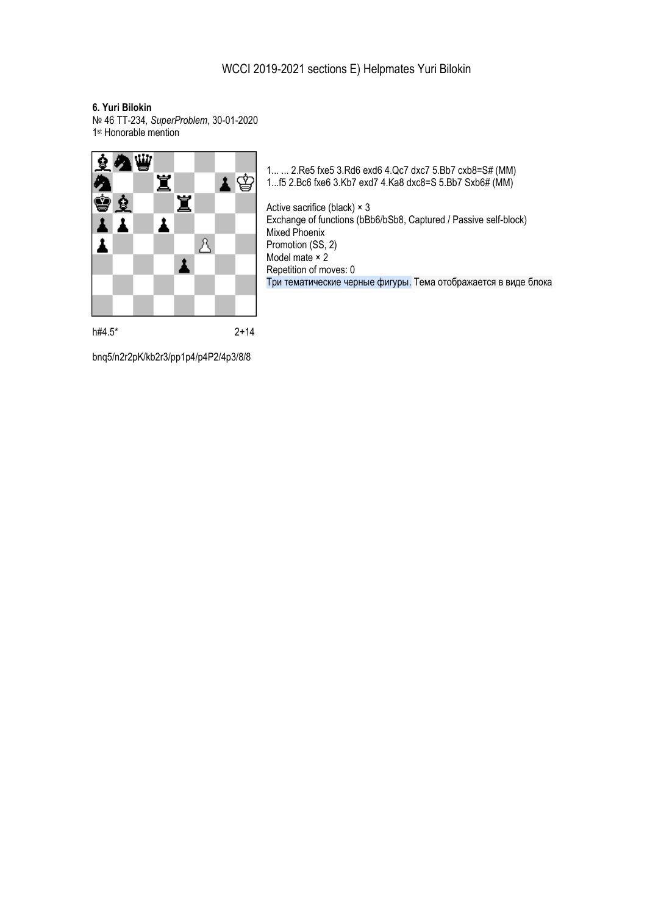WCCI 2019-2021 sections E) Helpmates Yuri Bilokin

**6. Yuri Bilokin**
№ 46 TT-234, *SuperProblem*, 30-01-2020
1st Honorable mention

h#4.5* 2+14

bnq5/n2r2pK/kb2r3/pp1p4/p4P2/4p3/8/8

1... ... 2.Re5 fxe5 3.Rd6 exd6 4.Qc7 dxc7 5.Bb7 cxb8=S# (MM)
1...f5 2.Bc6 fxe6 3.Kb7 exd7 4.Ka8 dxc8=S 5.Bb7 Sxb6# (MM)

Active sacrifice (black) × 3
Exchange of functions (bBb6/bSb8, Captured / Passive self-block)
Mixed Phoenix
Promotion (SS, 2)
Model mate × 2
Repetition of moves: 0
Три тематические черные фигуры. Тема отображается в виде блока